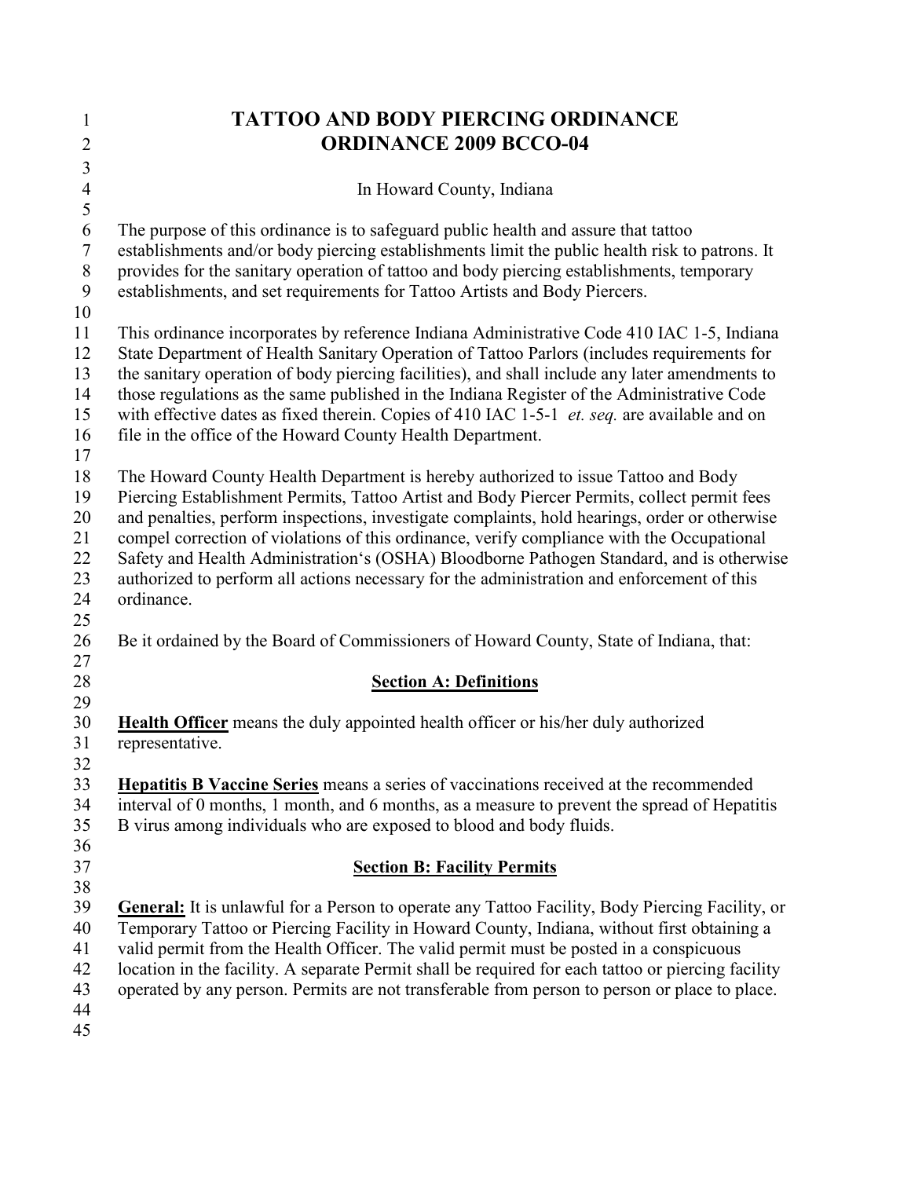# TATTOO AND BODY PIERCING ORDINANCE
# ORDINANCE 2009 BCCO-04

In Howard County, Indiana

The purpose of this ordinance is to safeguard public health and assure that tattoo establishments and/or body piercing establishments limit the public health risk to patrons. It provides for the sanitary operation of tattoo and body piercing establishments, temporary establishments, and set requirements for Tattoo Artists and Body Piercers.

This ordinance incorporates by reference Indiana Administrative Code 410 IAC 1-5, Indiana State Department of Health Sanitary Operation of Tattoo Parlors (includes requirements for the sanitary operation of body piercing facilities), and shall include any later amendments to those regulations as the same published in the Indiana Register of the Administrative Code with effective dates as fixed therein. Copies of 410 IAC 1-5-1 *et. seq.* are available and on file in the office of the Howard County Health Department.

The Howard County Health Department is hereby authorized to issue Tattoo and Body Piercing Establishment Permits, Tattoo Artist and Body Piercer Permits, collect permit fees and penalties, perform inspections, investigate complaints, hold hearings, order or otherwise compel correction of violations of this ordinance, verify compliance with the Occupational Safety and Health Administration's (OSHA) Bloodborne Pathogen Standard, and is otherwise authorized to perform all actions necessary for the administration and enforcement of this ordinance.

Be it ordained by the Board of Commissioners of Howard County, State of Indiana, that:

## Section A: Definitions

**Health Officer** means the duly appointed health officer or his/her duly authorized representative.

**Hepatitis B Vaccine Series** means a series of vaccinations received at the recommended interval of 0 months, 1 month, and 6 months, as a measure to prevent the spread of Hepatitis B virus among individuals who are exposed to blood and body fluids.

## Section B: Facility Permits

**General:** It is unlawful for a Person to operate any Tattoo Facility, Body Piercing Facility, or Temporary Tattoo or Piercing Facility in Howard County, Indiana, without first obtaining a valid permit from the Health Officer. The valid permit must be posted in a conspicuous location in the facility. A separate Permit shall be required for each tattoo or piercing facility operated by any person. Permits are not transferable from person to person or place to place.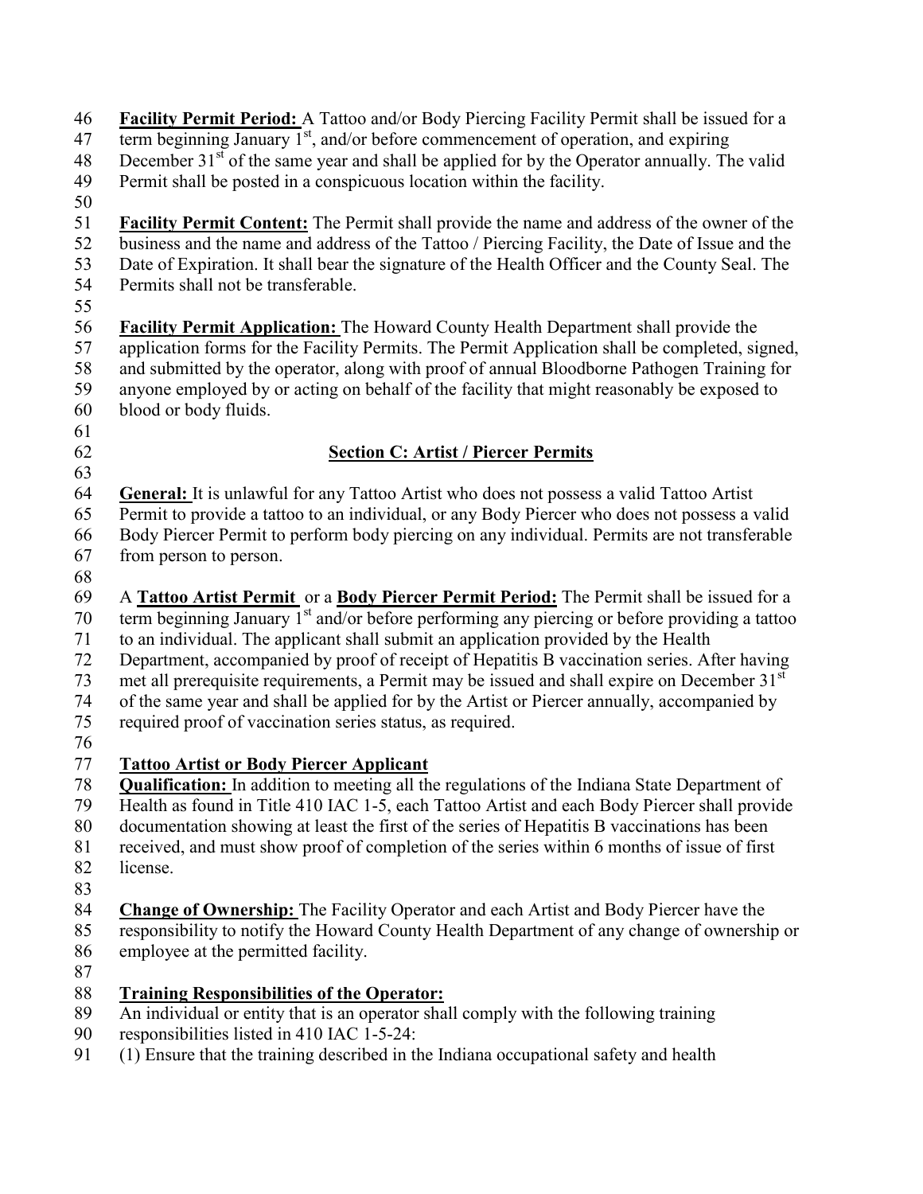**Facility Permit Period:** A Tattoo and/or Body Piercing Facility Permit shall be issued for a term beginning January 1st, and/or before commencement of operation, and expiring December 31st of the same year and shall be applied for by the Operator annually. The valid Permit shall be posted in a conspicuous location within the facility.

**Facility Permit Content:** The Permit shall provide the name and address of the owner of the business and the name and address of the Tattoo / Piercing Facility, the Date of Issue and the Date of Expiration. It shall bear the signature of the Health Officer and the County Seal. The Permits shall not be transferable.

**Facility Permit Application:** The Howard County Health Department shall provide the application forms for the Facility Permits. The Permit Application shall be completed, signed, and submitted by the operator, along with proof of annual Bloodborne Pathogen Training for anyone employed by or acting on behalf of the facility that might reasonably be exposed to blood or body fluids.

## Section C: Artist / Piercer Permits

**General:** It is unlawful for any Tattoo Artist who does not possess a valid Tattoo Artist Permit to provide a tattoo to an individual, or any Body Piercer who does not possess a valid Body Piercer Permit to perform body piercing on any individual. Permits are not transferable from person to person.

A **Tattoo Artist Permit** or a **Body Piercer Permit Period:** The Permit shall be issued for a term beginning January 1st and/or before performing any piercing or before providing a tattoo to an individual. The applicant shall submit an application provided by the Health Department, accompanied by proof of receipt of Hepatitis B vaccination series. After having met all prerequisite requirements, a Permit may be issued and shall expire on December 31st of the same year and shall be applied for by the Artist or Piercer annually, accompanied by required proof of vaccination series status, as required.

**Tattoo Artist or Body Piercer Applicant**
**Qualification:** In addition to meeting all the regulations of the Indiana State Department of Health as found in Title 410 IAC 1-5, each Tattoo Artist and each Body Piercer shall provide documentation showing at least the first of the series of Hepatitis B vaccinations has been received, and must show proof of completion of the series within 6 months of issue of first license.

**Change of Ownership:** The Facility Operator and each Artist and Body Piercer have the responsibility to notify the Howard County Health Department of any change of ownership or employee at the permitted facility.

**Training Responsibilities of the Operator:**
An individual or entity that is an operator shall comply with the following training responsibilities listed in 410 IAC 1-5-24:
(1) Ensure that the training described in the Indiana occupational safety and health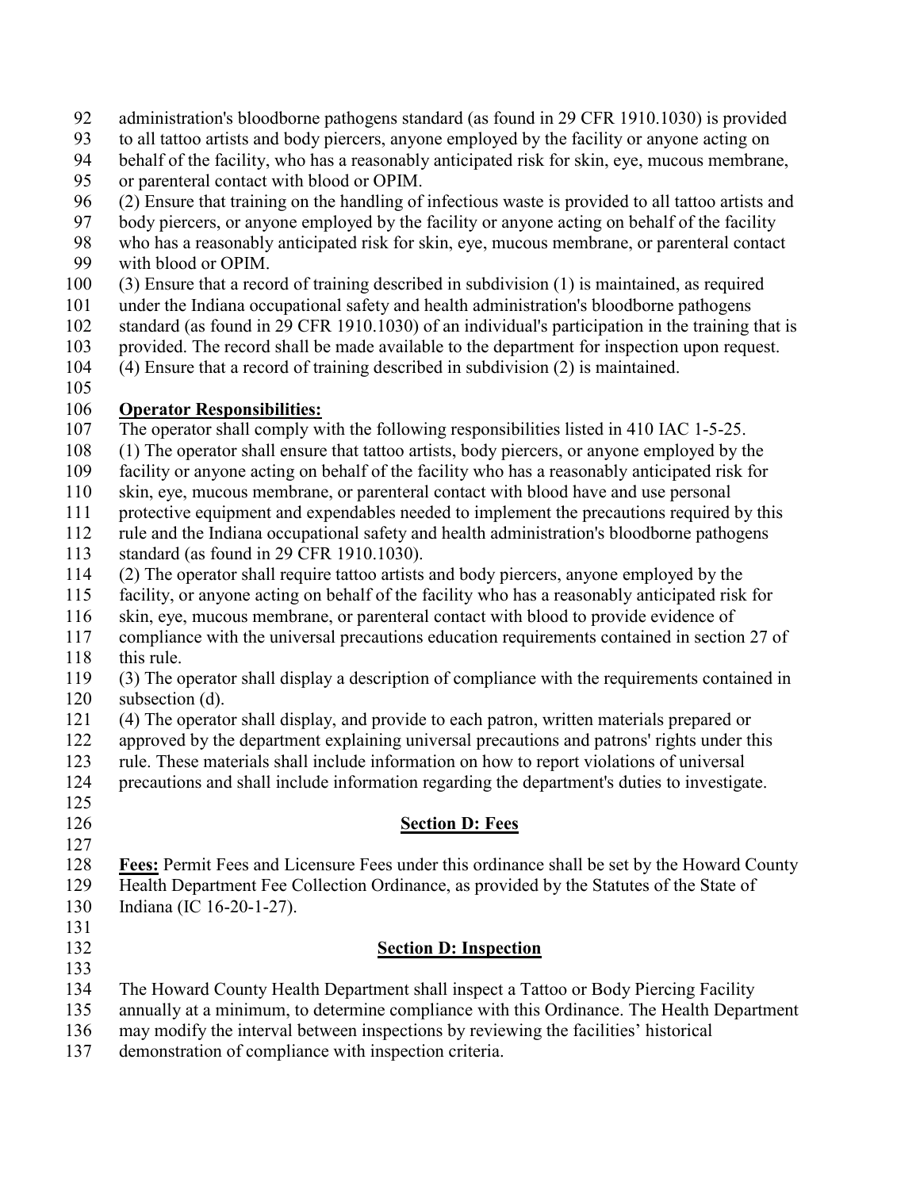administration's bloodborne pathogens standard (as found in 29 CFR 1910.1030) is provided to all tattoo artists and body piercers, anyone employed by the facility or anyone acting on behalf of the facility, who has a reasonably anticipated risk for skin, eye, mucous membrane, or parenteral contact with blood or OPIM.

(2) Ensure that training on the handling of infectious waste is provided to all tattoo artists and body piercers, or anyone employed by the facility or anyone acting on behalf of the facility who has a reasonably anticipated risk for skin, eye, mucous membrane, or parenteral contact with blood or OPIM.

(3) Ensure that a record of training described in subdivision (1) is maintained, as required under the Indiana occupational safety and health administration's bloodborne pathogens standard (as found in 29 CFR 1910.1030) of an individual's participation in the training that is provided. The record shall be made available to the department for inspection upon request.

(4) Ensure that a record of training described in subdivision (2) is maintained.

**Operator Responsibilities:**

The operator shall comply with the following responsibilities listed in 410 IAC 1-5-25.

(1) The operator shall ensure that tattoo artists, body piercers, or anyone employed by the facility or anyone acting on behalf of the facility who has a reasonably anticipated risk for skin, eye, mucous membrane, or parenteral contact with blood have and use personal protective equipment and expendables needed to implement the precautions required by this rule and the Indiana occupational safety and health administration's bloodborne pathogens standard (as found in 29 CFR 1910.1030).

(2) The operator shall require tattoo artists and body piercers, anyone employed by the facility, or anyone acting on behalf of the facility who has a reasonably anticipated risk for skin, eye, mucous membrane, or parenteral contact with blood to provide evidence of compliance with the universal precautions education requirements contained in section 27 of this rule.

(3) The operator shall display a description of compliance with the requirements contained in subsection (d).

(4) The operator shall display, and provide to each patron, written materials prepared or approved by the department explaining universal precautions and patrons' rights under this rule. These materials shall include information on how to report violations of universal precautions and shall include information regarding the department's duties to investigate.

## Section D: Fees

**Fees:** Permit Fees and Licensure Fees under this ordinance shall be set by the Howard County Health Department Fee Collection Ordinance, as provided by the Statutes of the State of Indiana (IC 16-20-1-27).

## Section D: Inspection

The Howard County Health Department shall inspect a Tattoo or Body Piercing Facility annually at a minimum, to determine compliance with this Ordinance. The Health Department may modify the interval between inspections by reviewing the facilities' historical demonstration of compliance with inspection criteria.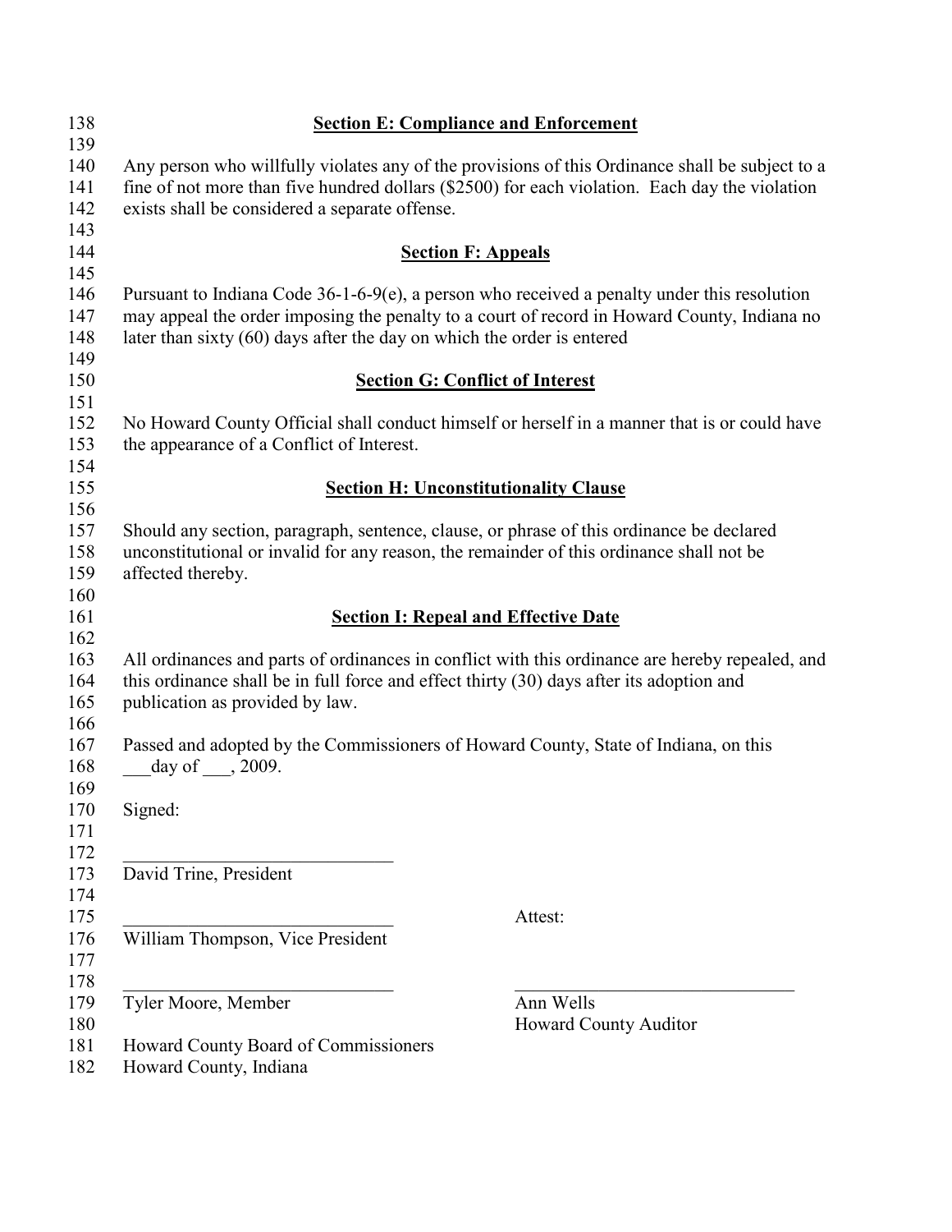## Section E: Compliance and Enforcement

Any person who willfully violates any of the provisions of this Ordinance shall be subject to a fine of not more than five hundred dollars ($2500) for each violation. Each day the violation exists shall be considered a separate offense.

## Section F: Appeals

Pursuant to Indiana Code 36-1-6-9(e), a person who received a penalty under this resolution may appeal the order imposing the penalty to a court of record in Howard County, Indiana no later than sixty (60) days after the day on which the order is entered

## Section G: Conflict of Interest

No Howard County Official shall conduct himself or herself in a manner that is or could have the appearance of a Conflict of Interest.

## Section H: Unconstitutionality Clause

Should any section, paragraph, sentence, clause, or phrase of this ordinance be declared unconstitutional or invalid for any reason, the remainder of this ordinance shall not be affected thereby.

## Section I: Repeal and Effective Date

All ordinances and parts of ordinances in conflict with this ordinance are hereby repealed, and this ordinance shall be in full force and effect thirty (30) days after its adoption and publication as provided by law.

Passed and adopted by the Commissioners of Howard County, State of Indiana, on this ___day of ___, 2009.

Signed:

\_\_\_\_\_\_\_\_\_\_\_\_\_\_\_\_\_\_\_\_\_\_\_\_\_\_\_\_\_\_
David Trine, President

\_\_\_\_\_\_\_\_\_\_\_\_\_\_\_\_\_\_\_\_\_\_\_\_\_\_\_\_\_\_
William Thompson, Vice President

\_\_\_\_\_\_\_\_\_\_\_\_\_\_\_\_\_\_\_\_\_\_\_\_\_\_\_\_\_\_
Tyler Moore, Member

Howard County Board of Commissioners
Howard County, Indiana

Attest:

\_\_\_\_\_\_\_\_\_\_\_\_\_\_\_\_\_\_\_\_\_\_\_\_\_\_\_\_\_\_
Ann Wells
Howard County Auditor